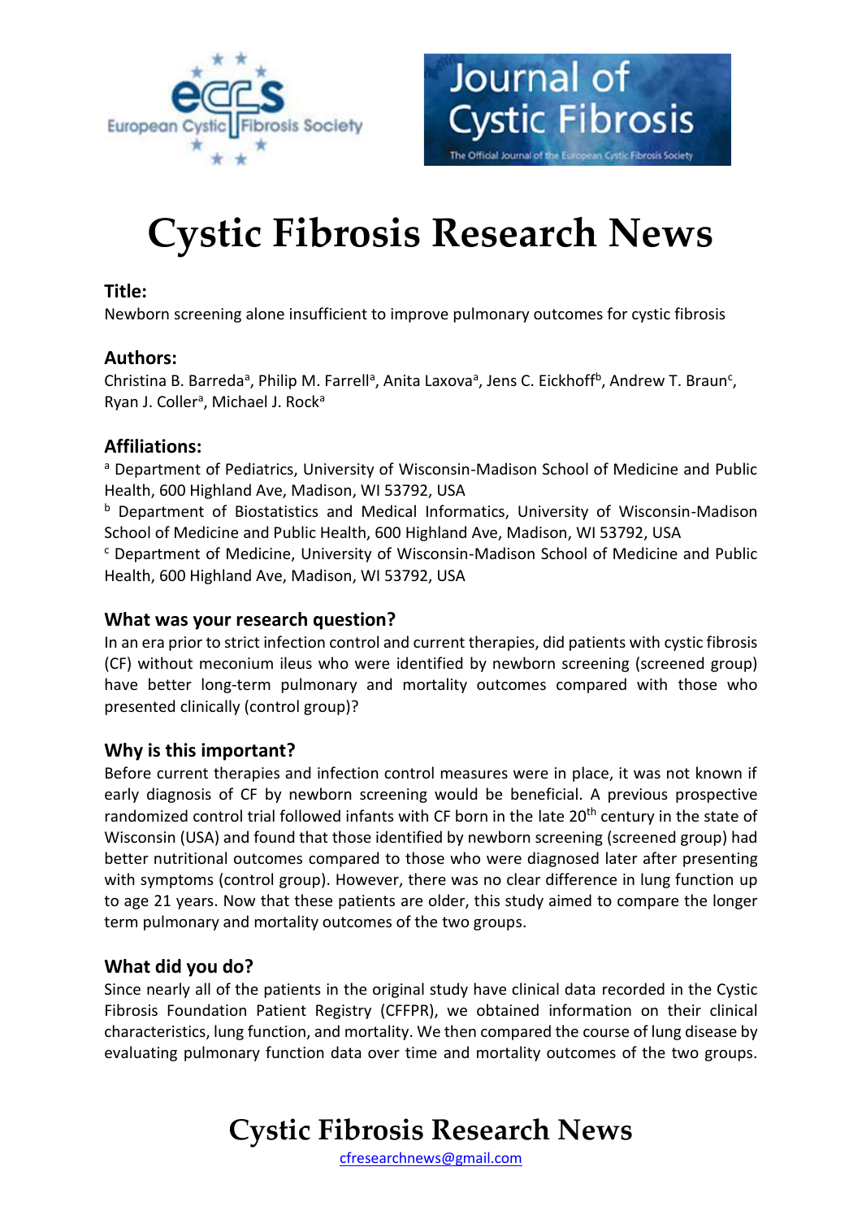# Cystic Fibrosis Research News

### Title:

Newborn screening alone insufficient to improve pulmonary outcomes for cystic fibrosis

### Authors:

Christina B. Barreda[a], Philip M. Farrell[a], Anita Laxova[a], Jens C. Eickhoff[b], Andrew T. Braun[c], Ryan J. Coller[a], Michael J. Rock[a]

### Affiliations:

[a] Department of Pediatrics, University of Wisconsin-Madison School of Medicine and Public Health, 600 Highland Ave, Madison, WI 53792, USA

[b] Department of Biostatistics and Medical Informatics, University of Wisconsin-Madison School of Medicine and Public Health, 600 Highland Ave, Madison, WI 53792, USA

[c] Department of Medicine, University of Wisconsin-Madison School of Medicine and Public Health, 600 Highland Ave, Madison, WI 53792, USA

### What was your research question?

In an era prior to strict infection control and current therapies, did patients with cystic fibrosis (CF) without meconium ileus who were identified by newborn screening (screened group) have better long-term pulmonary and mortality outcomes compared with those who presented clinically (control group)?

### Why is this important?

Before current therapies and infection control measures were in place, it was not known if early diagnosis of CF by newborn screening would be beneficial. A previous prospective randomized control trial followed infants with CF born in the late 20th century in the state of Wisconsin (USA) and found that those identified by newborn screening (screened group) had better nutritional outcomes compared to those who were diagnosed later after presenting with symptoms (control group). However, there was no clear difference in lung function up to age 21 years. Now that these patients are older, this study aimed to compare the longer term pulmonary and mortality outcomes of the two groups.

### What did you do?

Since nearly all of the patients in the original study have clinical data recorded in the Cystic Fibrosis Foundation Patient Registry (CFFPR), we obtained information on their clinical characteristics, lung function, and mortality. We then compared the course of lung disease by evaluating pulmonary function data over time and mortality outcomes of the two groups.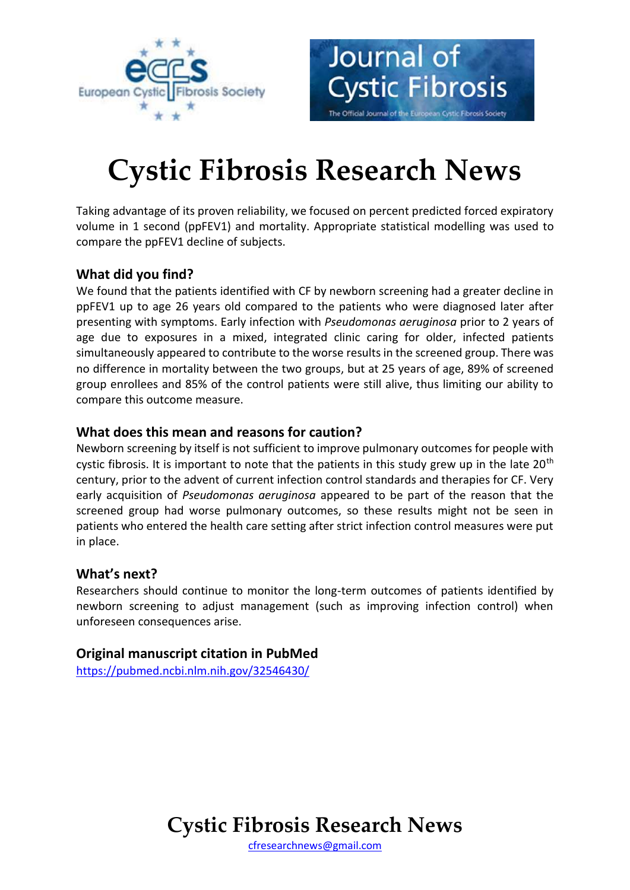# Cystic Fibrosis Research News

Taking advantage of its proven reliability, we focused on percent predicted forced expiratory volume in 1 second (ppFEV1) and mortality. Appropriate statistical modelling was used to compare the ppFEV1 decline of subjects.

### What did you find?

We found that the patients identified with CF by newborn screening had a greater decline in ppFEV1 up to age 26 years old compared to the patients who were diagnosed later after presenting with symptoms. Early infection with *Pseudomonas aeruginosa* prior to 2 years of age due to exposures in a mixed, integrated clinic caring for older, infected patients simultaneously appeared to contribute to the worse results in the screened group. There was no difference in mortality between the two groups, but at 25 years of age, 89% of screened group enrollees and 85% of the control patients were still alive, thus limiting our ability to compare this outcome measure.

### What does this mean and reasons for caution?

Newborn screening by itself is not sufficient to improve pulmonary outcomes for people with cystic fibrosis. It is important to note that the patients in this study grew up in the late 20$^{th}$ century, prior to the advent of current infection control standards and therapies for CF. Very early acquisition of *Pseudomonas aeruginosa* appeared to be part of the reason that the screened group had worse pulmonary outcomes, so these results might not be seen in patients who entered the health care setting after strict infection control measures were put in place.

### What's next?

Researchers should continue to monitor the long-term outcomes of patients identified by newborn screening to adjust management (such as improving infection control) when unforeseen consequences arise.

### Original manuscript citation in PubMed

https://pubmed.ncbi.nlm.nih.gov/32546430/